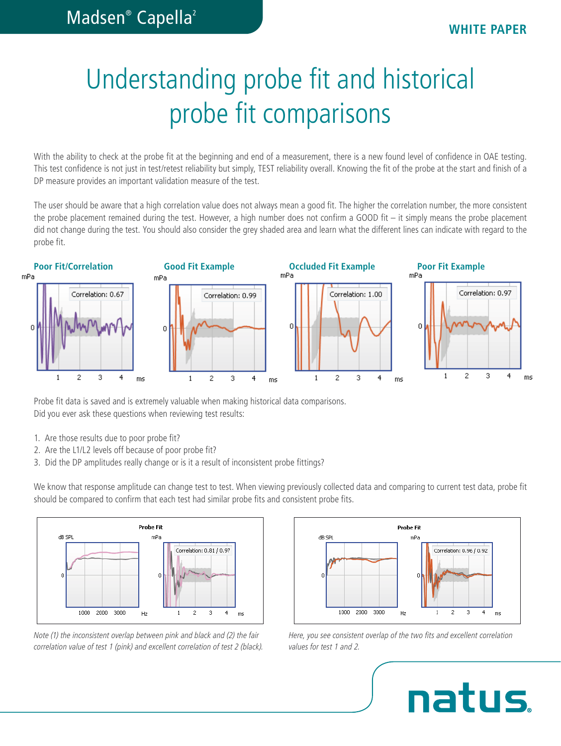# Understanding probe fit and historical probe fit comparisons

With the ability to check at the probe fit at the beginning and end of a measurement, there is a new found level of confidence in OAE testing. This test confidence is not just in test/retest reliability but simply, TEST reliability overall. Knowing the fit of the probe at the start and finish of a DP measure provides an important validation measure of the test.

The user should be aware that a high correlation value does not always mean a good fit. The higher the correlation number, the more consistent the probe placement remained during the test. However, a high number does not confirm a GOOD fit – it simply means the probe placement did not change during the test. You should also consider the grey shaded area and learn what the different lines can indicate with regard to the probe fit.

**Poor Fit/Correlation**

Correlation: 0.67

**Good Fit Example**

Correlation: 0.99

**Occluded Fit Example**

Correlation: 1.00

**Poor Fit Example**

Correlation: 0.97

Probe fit data is saved and is extremely valuable when making historical data comparisons.
Did you ever ask these questions when reviewing test results:

1. Are those results due to poor probe fit?
2. Are the L1/L2 levels off because of poor probe fit?
3. Did the DP amplitudes really change or is it a result of inconsistent probe fittings?

We know that response amplitude can change test to test. When viewing previously collected data and comparing to current test data, probe fit should be compared to confirm that each test had similar probe fits and consistent probe fits.

Probe Fit — Correlation: 0.81 / 0.97

*Note (1) the inconsistent overlap between pink and black and (2) the fair correlation value of test 1 (pink) and excellent correlation of test 2 (black).*

Probe Fit — Correlation: 0.96 / 0.92

*Here, you see consistent overlap of the two fits and excellent correlation values for test 1 and 2.*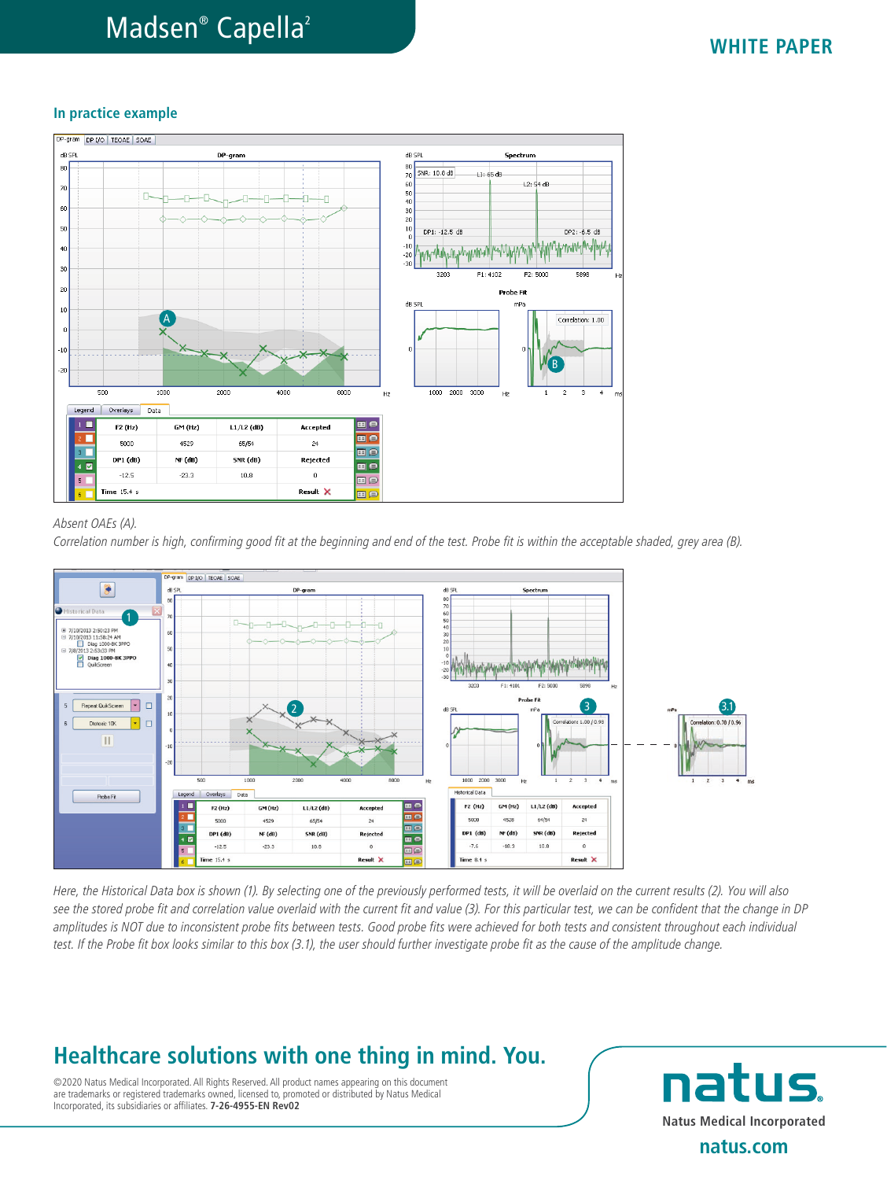## In practice example

DP-gram | DP I/O | TEOAE | SOAE

DP-gram

dB SPL

A

Spectrum

SNR: 10.8 dB

L1: 65 dB

L2: 54 dB

DP1: -12.5 dB

DP2: -6.5 dB

3203 F1: 4102 F2: 5000 5898

Probe Fit

Correlation: 1.00

B

Legend | Overlays | Data

| F2 (Hz) | GM (Hz) | L1/L2 (dB) | Accepted |
|---|---|---|---|
| 5000 | 4529 | 65/54 | 24 |
| DP1 (dB) | NF (dB) | SNR (dB) | Rejected |
| -12.5 | -23.3 | 10.8 | 0 |
| Time 15.4 s | | | Result X |

*Absent OAEs (A).*

*Correlation number is high, confirming good fit at the beginning and end of the test. Probe fit is within the acceptable shaded, grey area (B).*

Historical Data

1

7/10/2013 2:50:23 PM
7/10/2013 11:58:24 AM
Diag 1000-8K 3PPO
7/8/2013 2:53:33 PM
Diag 1000-8K 3PPO
QuikScreen

Repeat QuikScreen

Diotonic 10K

Probe Fit

DP-gram

2

Spectrum

3203 F1: 4101 F2: 5000 5898

Probe Fit

3

Correlation: 1.00 / 0.93

3.1

Correlation: 0.78 / 0.96

| F2 (Hz) | GM (Hz) | L1/L2 (dB) | Accepted |
|---|---|---|---|
| 5000 | 4529 | 65/54 | 24 |
| DP1 (dB) | NF (dB) | SNR (dB) | Rejected |
| -12.5 | -23.3 | 10.8 | 0 |
| Time 15.4 s | | | Result X |

Historical Data

| F2 (Hz) | GM (Hz) | L1/L2 (dB) | Accepted |
|---|---|---|---|
| 5000 | 4528 | 64/54 | 24 |
| DP1 (dB) | NF (dB) | SNR (dB) | Rejected |
| -7.6 | -18.3 | 10.8 | 0 |
| Time 8.1 s | | | Result X |

*Here, the Historical Data box is shown (1). By selecting one of the previously performed tests, it will be overlaid on the current results (2). You will also see the stored probe fit and correlation value overlaid with the current fit and value (3). For this particular test, we can be confident that the change in DP amplitudes is NOT due to inconsistent probe fits between tests. Good probe fits were achieved for both tests and consistent throughout each individual test. If the Probe fit box looks similar to this box (3.1), the user should further investigate probe fit as the cause of the amplitude change.*

## Healthcare solutions with one thing in mind. You.

©2020 Natus Medical Incorporated. All Rights Reserved. All product names appearing on this document are trademarks or registered trademarks owned, licensed to, promoted or distributed by Natus Medical Incorporated, its subsidiaries or affiliates. **7-26-4955-EN Rev02**

natus.

Natus Medical Incorporated

natus.com